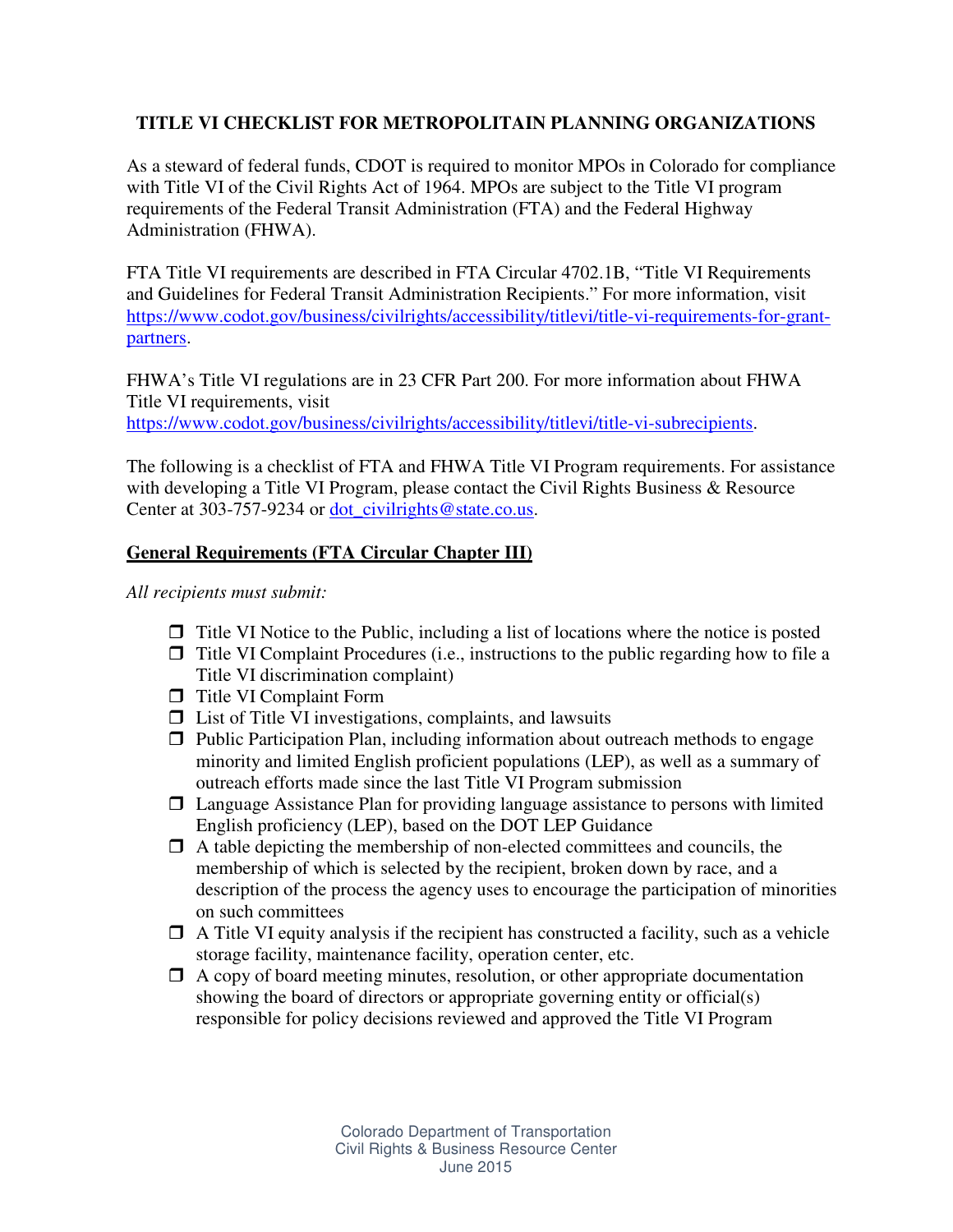# TITLE VI CHECKLIST FOR METROPOLITAIN PLANNING ORGANIZATIONS

As a steward of federal funds, CDOT is required to monitor MPOs in Colorado for compliance with Title VI of the Civil Rights Act of 1964. MPOs are subject to the Title VI program requirements of the Federal Transit Administration (FTA) and the Federal Highway Administration (FHWA).

FTA Title VI requirements are described in FTA Circular 4702.1B, "Title VI Requirements and Guidelines for Federal Transit Administration Recipients." For more information, visit [https://www.codot.gov/business/civilrights/accessibility/titlevi/title-vi-requirements-for-grant-partners](https://www.codot.gov/business/civilrights/accessibility/titlevi/title-vi-requirements-for-grant-partners).

FHWA's Title VI regulations are in 23 CFR Part 200. For more information about FHWA Title VI requirements, visit [https://www.codot.gov/business/civilrights/accessibility/titlevi/title-vi-subrecipients](https://www.codot.gov/business/civilrights/accessibility/titlevi/title-vi-subrecipients).

The following is a checklist of FTA and FHWA Title VI Program requirements. For assistance with developing a Title VI Program, please contact the Civil Rights Business & Resource Center at 303-757-9234 or [dot_civilrights@state.co.us](mailto:dot_civilrights@state.co.us).

## General Requirements (FTA Circular Chapter III)

*All recipients must submit:*

- ☐ Title VI Notice to the Public, including a list of locations where the notice is posted
- ☐ Title VI Complaint Procedures (i.e., instructions to the public regarding how to file a Title VI discrimination complaint)
- ☐ Title VI Complaint Form
- ☐ List of Title VI investigations, complaints, and lawsuits
- ☐ Public Participation Plan, including information about outreach methods to engage minority and limited English proficient populations (LEP), as well as a summary of outreach efforts made since the last Title VI Program submission
- ☐ Language Assistance Plan for providing language assistance to persons with limited English proficiency (LEP), based on the DOT LEP Guidance
- ☐ A table depicting the membership of non-elected committees and councils, the membership of which is selected by the recipient, broken down by race, and a description of the process the agency uses to encourage the participation of minorities on such committees
- ☐ A Title VI equity analysis if the recipient has constructed a facility, such as a vehicle storage facility, maintenance facility, operation center, etc.
- ☐ A copy of board meeting minutes, resolution, or other appropriate documentation showing the board of directors or appropriate governing entity or official(s) responsible for policy decisions reviewed and approved the Title VI Program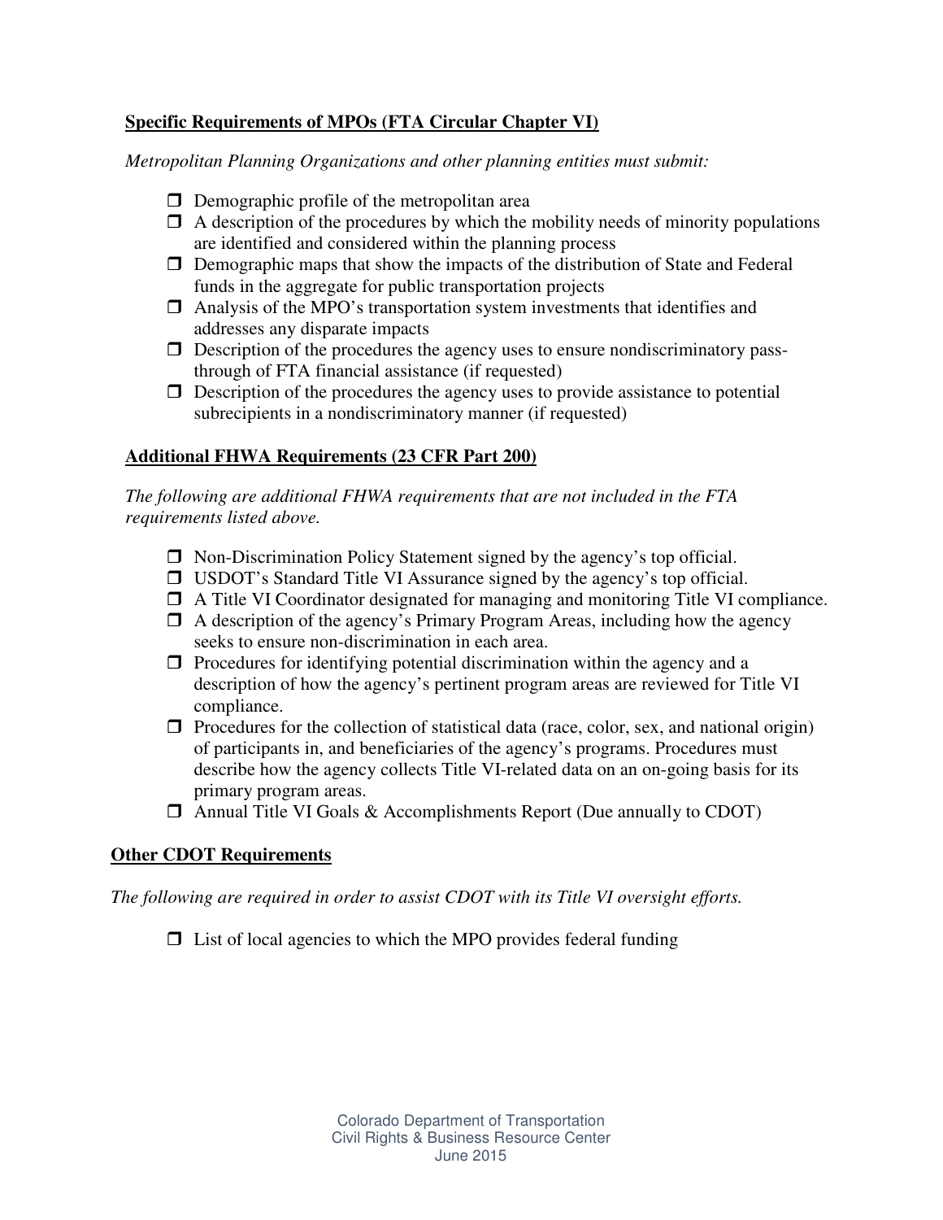**Specific Requirements of MPOs (FTA Circular Chapter VI)**

*Metropolitan Planning Organizations and other planning entities must submit:*

- ☐ Demographic profile of the metropolitan area
- ☐ A description of the procedures by which the mobility needs of minority populations are identified and considered within the planning process
- ☐ Demographic maps that show the impacts of the distribution of State and Federal funds in the aggregate for public transportation projects
- ☐ Analysis of the MPO's transportation system investments that identifies and addresses any disparate impacts
- ☐ Description of the procedures the agency uses to ensure nondiscriminatory pass-through of FTA financial assistance (if requested)
- ☐ Description of the procedures the agency uses to provide assistance to potential subrecipients in a nondiscriminatory manner (if requested)

**Additional FHWA Requirements (23 CFR Part 200)**

*The following are additional FHWA requirements that are not included in the FTA requirements listed above.*

- ☐ Non-Discrimination Policy Statement signed by the agency's top official.
- ☐ USDOT's Standard Title VI Assurance signed by the agency's top official.
- ☐ A Title VI Coordinator designated for managing and monitoring Title VI compliance.
- ☐ A description of the agency's Primary Program Areas, including how the agency seeks to ensure non-discrimination in each area.
- ☐ Procedures for identifying potential discrimination within the agency and a description of how the agency's pertinent program areas are reviewed for Title VI compliance.
- ☐ Procedures for the collection of statistical data (race, color, sex, and national origin) of participants in, and beneficiaries of the agency's programs. Procedures must describe how the agency collects Title VI-related data on an on-going basis for its primary program areas.
- ☐ Annual Title VI Goals & Accomplishments Report (Due annually to CDOT)

**Other CDOT Requirements**

*The following are required in order to assist CDOT with its Title VI oversight efforts.*

- ☐ List of local agencies to which the MPO provides federal funding